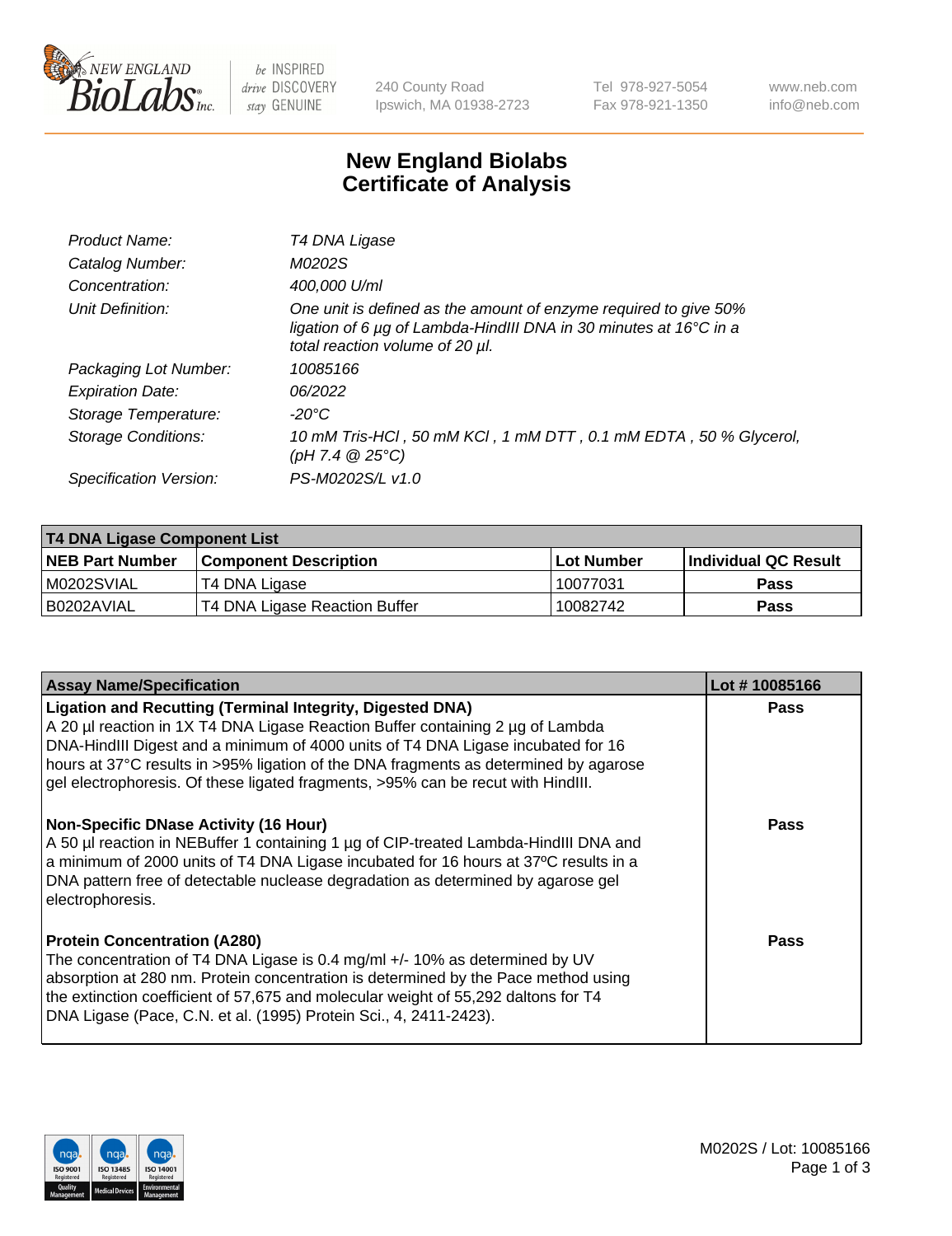# New England Biolabs
# Certificate of Analysis

| | |
|---|---|
| *Product Name:* | *T4 DNA Ligase* |
| *Catalog Number:* | *M0202S* |
| *Concentration:* | *400,000 U/ml* |
| *Unit Definition:* | *One unit is defined as the amount of enzyme required to give 50% ligation of 6 µg of Lambda-HindIII DNA in 30 minutes at 16°C in a total reaction volume of 20 µl.* |
| *Packaging Lot Number:* | *10085166* |
| *Expiration Date:* | *06/2022* |
| *Storage Temperature:* | *-20°C* |
| *Storage Conditions:* | *10 mM Tris-HCl , 50 mM KCl , 1 mM DTT , 0.1 mM EDTA , 50 % Glycerol, (pH 7.4 @ 25°C)* |
| *Specification Version:* | *PS-M0202S/L v1.0* |

| **T4 DNA Ligase Component List** | | | |
|---|---|---|---|
| **NEB Part Number** | **Component Description** | **Lot Number** | **Individual QC Result** |
| M0202SVIAL | T4 DNA Ligase | 10077031 | **Pass** |
| B0202AVIAL | T4 DNA Ligase Reaction Buffer | 10082742 | **Pass** |

| **Assay Name/Specification** | **Lot # 10085166** |
|---|---|
| **Ligation and Recutting (Terminal Integrity, Digested DNA)**<br>A 20 µl reaction in 1X T4 DNA Ligase Reaction Buffer containing 2 µg of Lambda DNA-HindIII Digest and a minimum of 4000 units of T4 DNA Ligase incubated for 16 hours at 37°C results in >95% ligation of the DNA fragments as determined by agarose gel electrophoresis. Of these ligated fragments, >95% can be recut with HindIII. | **Pass** |
| **Non-Specific DNase Activity (16 Hour)**<br>A 50 µl reaction in NEBuffer 1 containing 1 µg of CIP-treated Lambda-HindIII DNA and a minimum of 2000 units of T4 DNA Ligase incubated for 16 hours at 37ºC results in a DNA pattern free of detectable nuclease degradation as determined by agarose gel electrophoresis. | **Pass** |
| **Protein Concentration (A280)**<br>The concentration of T4 DNA Ligase is 0.4 mg/ml +/- 10% as determined by UV absorption at 280 nm. Protein concentration is determined by the Pace method using the extinction coefficient of 57,675 and molecular weight of 55,292 daltons for T4 DNA Ligase (Pace, C.N. et al. (1995) Protein Sci., 4, 2411-2423). | **Pass** |

M0202S / Lot: 10085166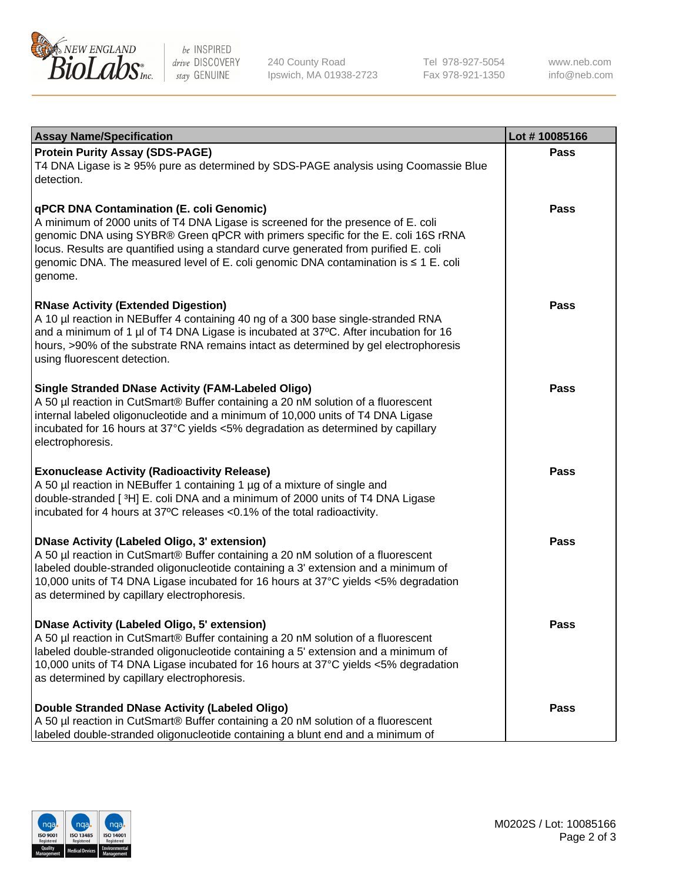| Assay Name/Specification | Lot # 10085166 |
| --- | --- |
| **Protein Purity Assay (SDS-PAGE)**<br>T4 DNA Ligase is ≥ 95% pure as determined by SDS-PAGE analysis using Coomassie Blue detection. | **Pass** |
| **qPCR DNA Contamination (E. coli Genomic)**<br>A minimum of 2000 units of T4 DNA Ligase is screened for the presence of E. coli genomic DNA using SYBR® Green qPCR with primers specific for the E. coli 16S rRNA locus. Results are quantified using a standard curve generated from purified E. coli genomic DNA. The measured level of E. coli genomic DNA contamination is ≤ 1 E. coli genome. | **Pass** |
| **RNase Activity (Extended Digestion)**<br>A 10 µl reaction in NEBuffer 4 containing 40 ng of a 300 base single-stranded RNA and a minimum of 1 µl of T4 DNA Ligase is incubated at 37ºC. After incubation for 16 hours, >90% of the substrate RNA remains intact as determined by gel electrophoresis using fluorescent detection. | **Pass** |
| **Single Stranded DNase Activity (FAM-Labeled Oligo)**<br>A 50 µl reaction in CutSmart® Buffer containing a 20 nM solution of a fluorescent internal labeled oligonucleotide and a minimum of 10,000 units of T4 DNA Ligase incubated for 16 hours at 37°C yields <5% degradation as determined by capillary electrophoresis. | **Pass** |
| **Exonuclease Activity (Radioactivity Release)**<br>A 50 µl reaction in NEBuffer 1 containing 1 µg of a mixture of single and double-stranded [ $^{3}$H] E. coli DNA and a minimum of 2000 units of T4 DNA Ligase incubated for 4 hours at 37ºC releases <0.1% of the total radioactivity. | **Pass** |
| **DNase Activity (Labeled Oligo, 3' extension)**<br>A 50 µl reaction in CutSmart® Buffer containing a 20 nM solution of a fluorescent labeled double-stranded oligonucleotide containing a 3' extension and a minimum of 10,000 units of T4 DNA Ligase incubated for 16 hours at 37°C yields <5% degradation as determined by capillary electrophoresis. | **Pass** |
| **DNase Activity (Labeled Oligo, 5' extension)**<br>A 50 µl reaction in CutSmart® Buffer containing a 20 nM solution of a fluorescent labeled double-stranded oligonucleotide containing a 5' extension and a minimum of 10,000 units of T4 DNA Ligase incubated for 16 hours at 37°C yields <5% degradation as determined by capillary electrophoresis. | **Pass** |
| **Double Stranded DNase Activity (Labeled Oligo)**<br>A 50 µl reaction in CutSmart® Buffer containing a 20 nM solution of a fluorescent labeled double-stranded oligonucleotide containing a blunt end and a minimum of | **Pass** |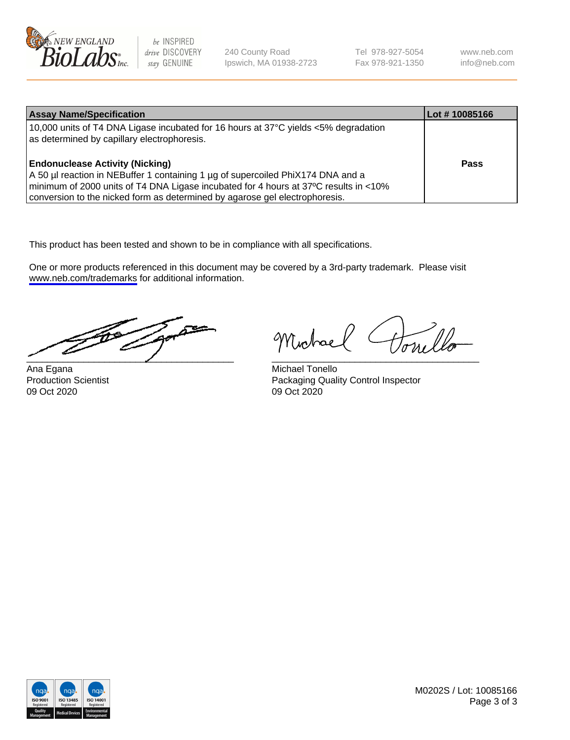| Assay Name/Specification | Lot # 10085166 |
|---|---|
| 10,000 units of T4 DNA Ligase incubated for 16 hours at 37°C yields <5% degradation as determined by capillary electrophoresis. | |
| **Endonuclease Activity (Nicking)**<br>A 50 µl reaction in NEBuffer 1 containing 1 µg of supercoiled PhiX174 DNA and a minimum of 2000 units of T4 DNA Ligase incubated for 4 hours at 37ºC results in <10% conversion to the nicked form as determined by agarose gel electrophoresis. | **Pass** |

This product has been tested and shown to be in compliance with all specifications.

One or more products referenced in this document may be covered by a 3rd-party trademark. Please visit www.neb.com/trademarks for additional information.

Ana Egana
Production Scientist
09 Oct 2020

Michael Tonello
Packaging Quality Control Inspector
09 Oct 2020

M0202S / Lot: 10085166